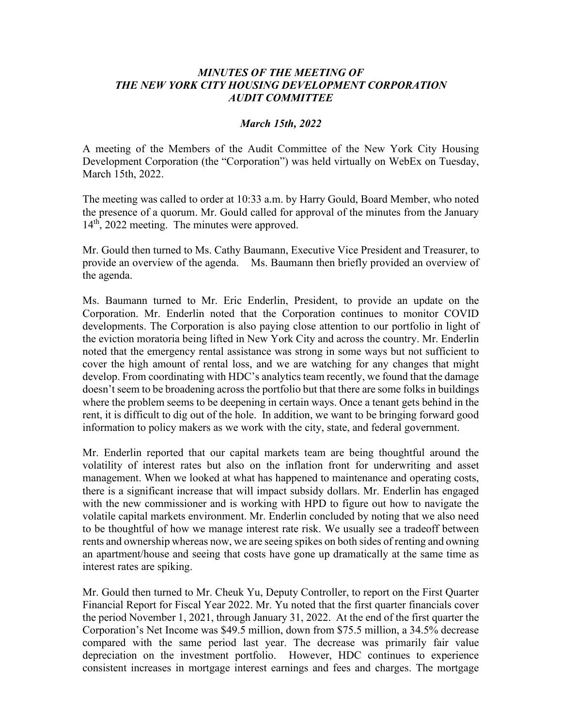***MINUTES OF THE MEETING OF***
***THE NEW YORK CITY HOUSING DEVELOPMENT CORPORATION***
***AUDIT COMMITTEE***

***March 15th, 2022***

A meeting of the Members of the Audit Committee of the New York City Housing Development Corporation (the "Corporation") was held virtually on WebEx on Tuesday, March 15th, 2022.

The meeting was called to order at 10:33 a.m. by Harry Gould, Board Member, who noted the presence of a quorum. Mr. Gould called for approval of the minutes from the January 14th, 2022 meeting. The minutes were approved.

Mr. Gould then turned to Ms. Cathy Baumann, Executive Vice President and Treasurer, to provide an overview of the agenda. Ms. Baumann then briefly provided an overview of the agenda.

Ms. Baumann turned to Mr. Eric Enderlin, President, to provide an update on the Corporation. Mr. Enderlin noted that the Corporation continues to monitor COVID developments. The Corporation is also paying close attention to our portfolio in light of the eviction moratoria being lifted in New York City and across the country. Mr. Enderlin noted that the emergency rental assistance was strong in some ways but not sufficient to cover the high amount of rental loss, and we are watching for any changes that might develop. From coordinating with HDC's analytics team recently, we found that the damage doesn't seem to be broadening across the portfolio but that there are some folks in buildings where the problem seems to be deepening in certain ways. Once a tenant gets behind in the rent, it is difficult to dig out of the hole. In addition, we want to be bringing forward good information to policy makers as we work with the city, state, and federal government.

Mr. Enderlin reported that our capital markets team are being thoughtful around the volatility of interest rates but also on the inflation front for underwriting and asset management. When we looked at what has happened to maintenance and operating costs, there is a significant increase that will impact subsidy dollars. Mr. Enderlin has engaged with the new commissioner and is working with HPD to figure out how to navigate the volatile capital markets environment. Mr. Enderlin concluded by noting that we also need to be thoughtful of how we manage interest rate risk. We usually see a tradeoff between rents and ownership whereas now, we are seeing spikes on both sides of renting and owning an apartment/house and seeing that costs have gone up dramatically at the same time as interest rates are spiking.

Mr. Gould then turned to Mr. Cheuk Yu, Deputy Controller, to report on the First Quarter Financial Report for Fiscal Year 2022. Mr. Yu noted that the first quarter financials cover the period November 1, 2021, through January 31, 2022. At the end of the first quarter the Corporation's Net Income was $49.5 million, down from $75.5 million, a 34.5% decrease compared with the same period last year. The decrease was primarily fair value depreciation on the investment portfolio. However, HDC continues to experience consistent increases in mortgage interest earnings and fees and charges. The mortgage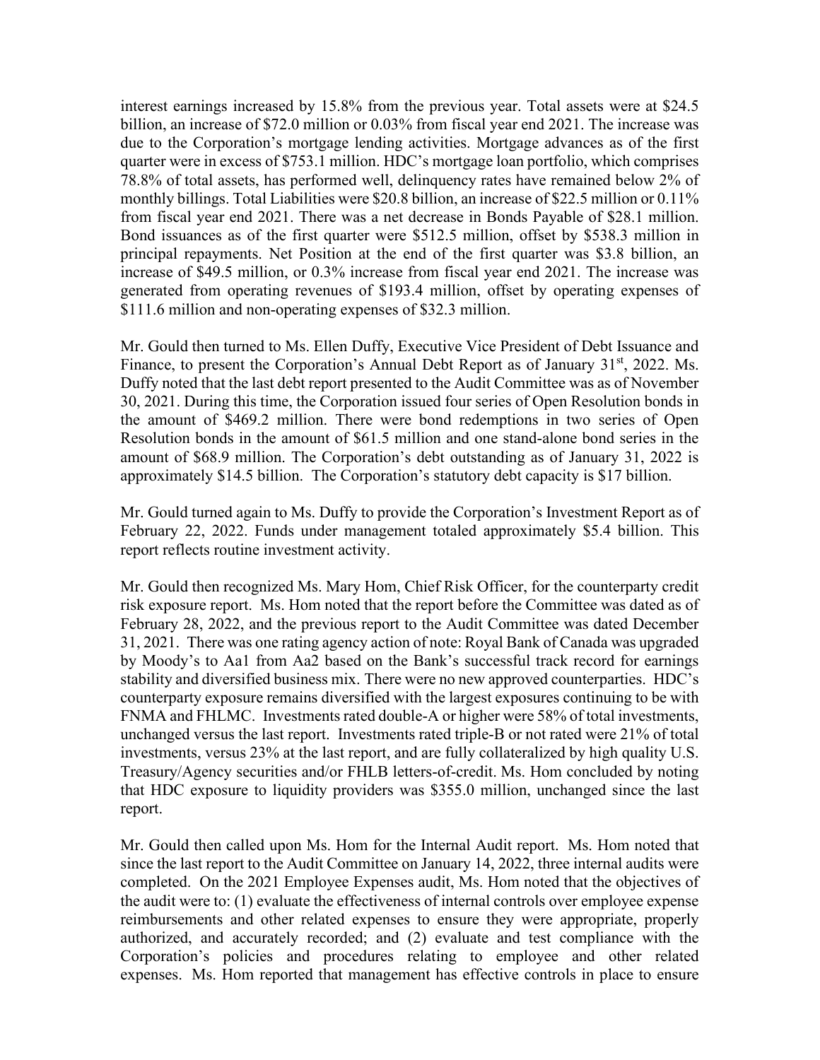interest earnings increased by 15.8% from the previous year. Total assets were at $24.5 billion, an increase of $72.0 million or 0.03% from fiscal year end 2021. The increase was due to the Corporation's mortgage lending activities. Mortgage advances as of the first quarter were in excess of $753.1 million. HDC's mortgage loan portfolio, which comprises 78.8% of total assets, has performed well, delinquency rates have remained below 2% of monthly billings. Total Liabilities were $20.8 billion, an increase of $22.5 million or 0.11% from fiscal year end 2021. There was a net decrease in Bonds Payable of $28.1 million. Bond issuances as of the first quarter were $512.5 million, offset by $538.3 million in principal repayments. Net Position at the end of the first quarter was $3.8 billion, an increase of $49.5 million, or 0.3% increase from fiscal year end 2021. The increase was generated from operating revenues of $193.4 million, offset by operating expenses of $111.6 million and non-operating expenses of $32.3 million.

Mr. Gould then turned to Ms. Ellen Duffy, Executive Vice President of Debt Issuance and Finance, to present the Corporation's Annual Debt Report as of January 31st, 2022. Ms. Duffy noted that the last debt report presented to the Audit Committee was as of November 30, 2021. During this time, the Corporation issued four series of Open Resolution bonds in the amount of $469.2 million. There were bond redemptions in two series of Open Resolution bonds in the amount of $61.5 million and one stand-alone bond series in the amount of $68.9 million. The Corporation's debt outstanding as of January 31, 2022 is approximately $14.5 billion. The Corporation's statutory debt capacity is $17 billion.

Mr. Gould turned again to Ms. Duffy to provide the Corporation's Investment Report as of February 22, 2022. Funds under management totaled approximately $5.4 billion. This report reflects routine investment activity.

Mr. Gould then recognized Ms. Mary Hom, Chief Risk Officer, for the counterparty credit risk exposure report. Ms. Hom noted that the report before the Committee was dated as of February 28, 2022, and the previous report to the Audit Committee was dated December 31, 2021. There was one rating agency action of note: Royal Bank of Canada was upgraded by Moody's to Aa1 from Aa2 based on the Bank's successful track record for earnings stability and diversified business mix. There were no new approved counterparties. HDC's counterparty exposure remains diversified with the largest exposures continuing to be with FNMA and FHLMC. Investments rated double-A or higher were 58% of total investments, unchanged versus the last report. Investments rated triple-B or not rated were 21% of total investments, versus 23% at the last report, and are fully collateralized by high quality U.S. Treasury/Agency securities and/or FHLB letters-of-credit. Ms. Hom concluded by noting that HDC exposure to liquidity providers was $355.0 million, unchanged since the last report.

Mr. Gould then called upon Ms. Hom for the Internal Audit report. Ms. Hom noted that since the last report to the Audit Committee on January 14, 2022, three internal audits were completed. On the 2021 Employee Expenses audit, Ms. Hom noted that the objectives of the audit were to: (1) evaluate the effectiveness of internal controls over employee expense reimbursements and other related expenses to ensure they were appropriate, properly authorized, and accurately recorded; and (2) evaluate and test compliance with the Corporation's policies and procedures relating to employee and other related expenses. Ms. Hom reported that management has effective controls in place to ensure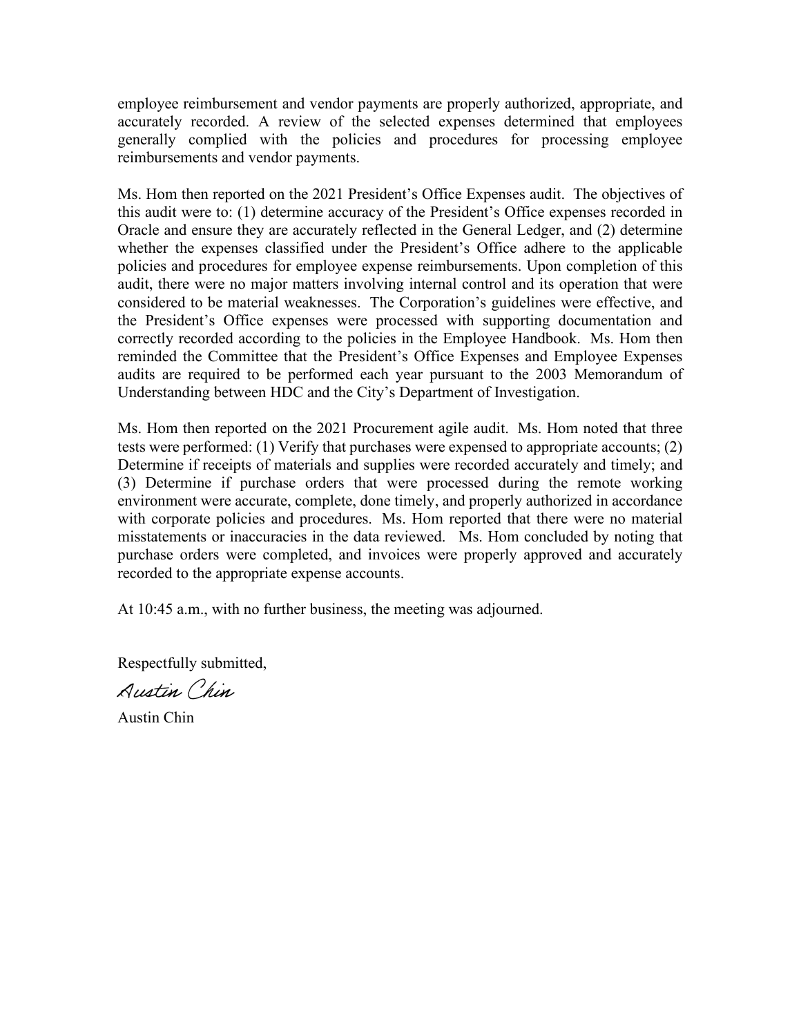employee reimbursement and vendor payments are properly authorized, appropriate, and accurately recorded. A review of the selected expenses determined that employees generally complied with the policies and procedures for processing employee reimbursements and vendor payments.

Ms. Hom then reported on the 2021 President's Office Expenses audit. The objectives of this audit were to: (1) determine accuracy of the President's Office expenses recorded in Oracle and ensure they are accurately reflected in the General Ledger, and (2) determine whether the expenses classified under the President's Office adhere to the applicable policies and procedures for employee expense reimbursements. Upon completion of this audit, there were no major matters involving internal control and its operation that were considered to be material weaknesses. The Corporation's guidelines were effective, and the President's Office expenses were processed with supporting documentation and correctly recorded according to the policies in the Employee Handbook. Ms. Hom then reminded the Committee that the President's Office Expenses and Employee Expenses audits are required to be performed each year pursuant to the 2003 Memorandum of Understanding between HDC and the City's Department of Investigation.

Ms. Hom then reported on the 2021 Procurement agile audit. Ms. Hom noted that three tests were performed: (1) Verify that purchases were expensed to appropriate accounts; (2) Determine if receipts of materials and supplies were recorded accurately and timely; and (3) Determine if purchase orders that were processed during the remote working environment were accurate, complete, done timely, and properly authorized in accordance with corporate policies and procedures. Ms. Hom reported that there were no material misstatements or inaccuracies in the data reviewed. Ms. Hom concluded by noting that purchase orders were completed, and invoices were properly approved and accurately recorded to the appropriate expense accounts.

At 10:45 a.m., with no further business, the meeting was adjourned.

Respectfully submitted,

*Austin Chin*

Austin Chin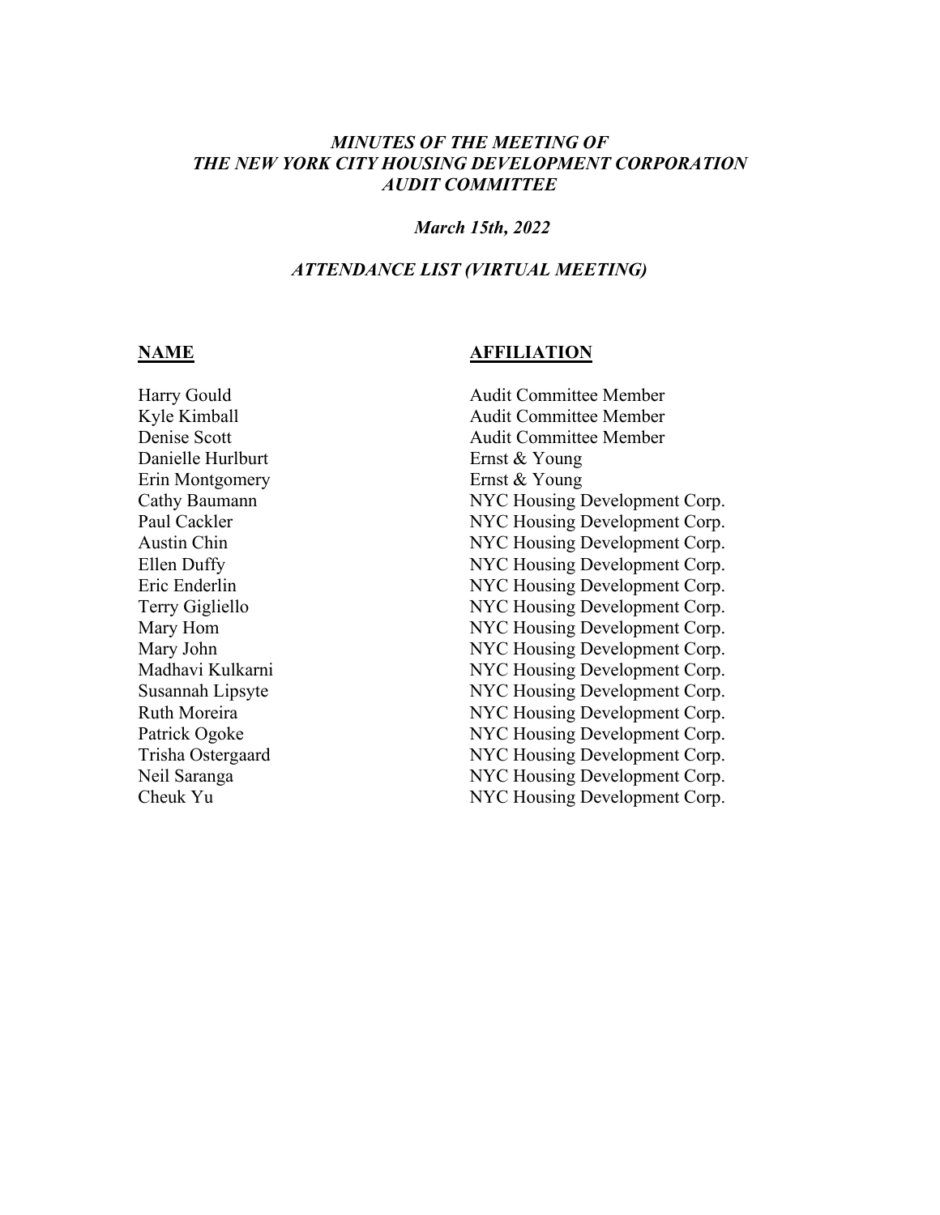*MINUTES OF THE MEETING OF*
*THE NEW YORK CITY HOUSING DEVELOPMENT CORPORATION*
*AUDIT COMMITTEE*

*March 15th, 2022*

*ATTENDANCE LIST (VIRTUAL MEETING)*

| **NAME** | **AFFILIATION** |
|---|---|
| Harry Gould | Audit Committee Member |
| Kyle Kimball | Audit Committee Member |
| Denise Scott | Audit Committee Member |
| Danielle Hurlburt | Ernst & Young |
| Erin Montgomery | Ernst & Young |
| Cathy Baumann | NYC Housing Development Corp. |
| Paul Cackler | NYC Housing Development Corp. |
| Austin Chin | NYC Housing Development Corp. |
| Ellen Duffy | NYC Housing Development Corp. |
| Eric Enderlin | NYC Housing Development Corp. |
| Terry Gigliello | NYC Housing Development Corp. |
| Mary Hom | NYC Housing Development Corp. |
| Mary John | NYC Housing Development Corp. |
| Madhavi Kulkarni | NYC Housing Development Corp. |
| Susannah Lipsyte | NYC Housing Development Corp. |
| Ruth Moreira | NYC Housing Development Corp. |
| Patrick Ogoke | NYC Housing Development Corp. |
| Trisha Ostergaard | NYC Housing Development Corp. |
| Neil Saranga | NYC Housing Development Corp. |
| Cheuk Yu | NYC Housing Development Corp. |